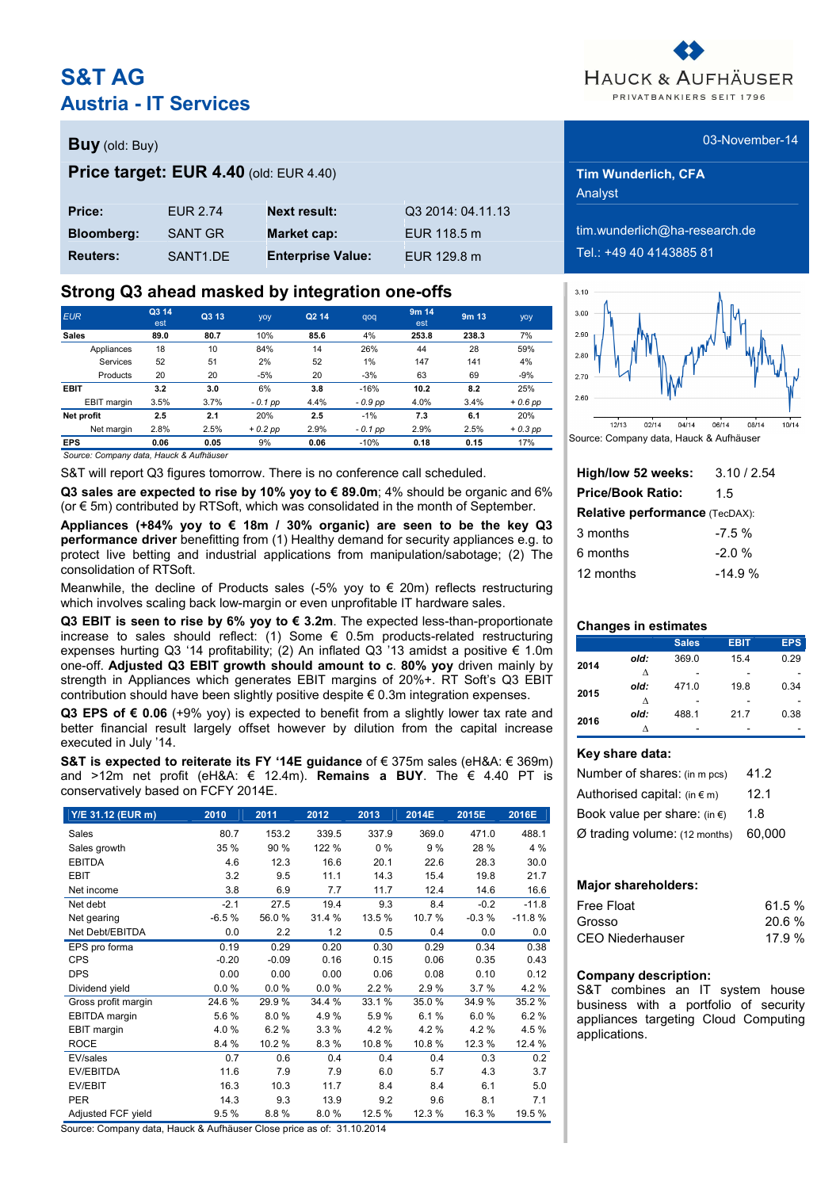# S&T AG

## Austria - IT Services

HAUCK & AUFHÄUSER
PRIVATBANKIERS SEIT 1796

**Buy** (old: Buy)

03-November-14

**Price target: EUR 4.40** (old: EUR 4.40)

**Tim Wunderlich, CFA**
Analyst

tim.wunderlich@ha-research.de
Tel.: +49 40 4143885 81

| | | | |
|---|---|---|---|
| **Price:** | EUR 2.74 | **Next result:** | Q3 2014: 04.11.13 |
| **Bloomberg:** | SANT GR | **Market cap:** | EUR 118.5 m |
| **Reuters:** | SANT1.DE | **Enterprise Value:** | EUR 129.8 m |

## Strong Q3 ahead masked by integration one-offs

| EUR | Q3 14 est | Q3 13 | yoy | Q2 14 | qoq | 9m 14 est | 9m 13 | yoy |
|---|---|---|---|---|---|---|---|---|
| **Sales** | **89.0** | 80.7 | 10% | 85.6 | 4% | **253.8** | 238.3 | 7% |
| Appliances | 18 | 10 | 84% | 14 | 26% | 44 | 28 | 59% |
| Services | 52 | 51 | 2% | 52 | 1% | 147 | 141 | 4% |
| Products | 20 | 20 | -5% | 20 | -3% | 63 | 69 | -9% |
| **EBIT** | **3.2** | 3.0 | 6% | 3.8 | -16% | **10.2** | 8.2 | 25% |
| EBIT margin | 3.5% | 3.7% | *- 0.1 pp* | 4.4% | *- 0.9 pp* | 4.0% | 3.4% | *+ 0.6 pp* |
| **Net profit** | **2.5** | 2.1 | 20% | 2.5 | -1% | **7.3** | 6.1 | 20% |
| Net margin | 2.8% | 2.5% | *+ 0.2 pp* | 2.9% | *- 0.1 pp* | 2.9% | 2.5% | *+ 0.3 pp* |
| **EPS** | **0.06** | 0.05 | 9% | 0.06 | -10% | **0.18** | 0.15 | 17% |

*Source: Company data, Hauck & Aufhäuser*

S&T will report Q3 figures tomorrow. There is no conference call scheduled.

**Q3 sales are expected to rise by 10% yoy to € 89.0m**; 4% should be organic and 6% (or € 5m) contributed by RTSoft, which was consolidated in the month of September.

**Appliances (+84% yoy to € 18m / 30% organic) are seen to be the key Q3 performance driver** benefitting from (1) Healthy demand for security appliances e.g. to protect live betting and industrial applications from manipulation/sabotage; (2) The consolidation of RTSoft.

Meanwhile, the decline of Products sales (-5% yoy to € 20m) reflects restructuring which involves scaling back low-margin or even unprofitable IT hardware sales.

**Q3 EBIT is seen to rise by 6% yoy to € 3.2m**. The expected less-than-proportionate increase to sales should reflect: (1) Some € 0.5m products-related restructuring expenses hurting Q3 '14 profitability; (2) An inflated Q3 '13 amidst a positive € 1.0m one-off. **Adjusted Q3 EBIT growth should amount to c. 80% yoy** driven mainly by strength in Appliances which generates EBIT margins of 20%+. RT Soft's Q3 EBIT contribution should have been slightly positive despite € 0.3m integration expenses.

**Q3 EPS of € 0.06** (+9% yoy) is expected to benefit from a slightly lower tax rate and better financial result largely offset however by dilution from the capital increase executed in July '14.

**S&T is expected to reiterate its FY '14E guidance** of € 375m sales (eH&A: € 369m) and >12m net profit (eH&A: € 12.4m). **Remains a BUY**. The € 4.40 PT is conservatively based on FCFY 2014E.

| Y/E 31.12 (EUR m) | 2010 | 2011 | 2012 | 2013 | 2014E | 2015E | 2016E |
|---|---|---|---|---|---|---|---|
| Sales | 80.7 | 153.2 | 339.5 | 337.9 | 369.0 | 471.0 | 488.1 |
| Sales growth | 35 % | 90 % | 122 % | 0 % | 9 % | 28 % | 4 % |
| EBITDA | 4.6 | 12.3 | 16.6 | 20.1 | 22.6 | 28.3 | 30.0 |
| EBIT | 3.2 | 9.5 | 11.1 | 14.3 | 15.4 | 19.8 | 21.7 |
| Net income | 3.8 | 6.9 | 7.7 | 11.7 | 12.4 | 14.6 | 16.6 |
| Net debt | -2.1 | 27.5 | 19.4 | 9.3 | 8.4 | -0.2 | -11.8 |
| Net gearing | -6.5 % | 56.0 % | 31.4 % | 13.5 % | 10.7 % | -0.3 % | -11.8 % |
| Net Debt/EBITDA | 0.0 | 2.2 | 1.2 | 0.5 | 0.4 | 0.0 | 0.0 |
| EPS pro forma | 0.19 | 0.29 | 0.20 | 0.30 | 0.29 | 0.34 | 0.38 |
| CPS | -0.20 | -0.09 | 0.16 | 0.15 | 0.06 | 0.35 | 0.43 |
| DPS | 0.00 | 0.00 | 0.00 | 0.06 | 0.08 | 0.10 | 0.12 |
| Dividend yield | 0.0 % | 0.0 % | 0.0 % | 2.2 % | 2.9 % | 3.7 % | 4.2 % |
| Gross profit margin | 24.6 % | 29.9 % | 34.4 % | 33.1 % | 35.0 % | 34.9 % | 35.2 % |
| EBITDA margin | 5.6 % | 8.0 % | 4.9 % | 5.9 % | 6.1 % | 6.0 % | 6.2 % |
| EBIT margin | 4.0 % | 6.2 % | 3.3 % | 4.2 % | 4.2 % | 4.2 % | 4.5 % |
| ROCE | 8.4 % | 10.2 % | 8.3 % | 10.8 % | 10.8 % | 12.3 % | 12.4 % |
| EV/sales | 0.7 | 0.6 | 0.4 | 0.4 | 0.4 | 0.3 | 0.2 |
| EV/EBITDA | 11.6 | 7.9 | 7.9 | 6.0 | 5.7 | 4.3 | 3.7 |
| EV/EBIT | 16.3 | 10.3 | 11.7 | 8.4 | 8.4 | 6.1 | 5.0 |
| PER | 14.3 | 9.3 | 13.9 | 9.2 | 9.6 | 8.1 | 7.1 |
| Adjusted FCF yield | 9.5 % | 8.8 % | 8.0 % | 12.5 % | 12.3 % | 16.3 % | 19.5 % |

Source: Company data, Hauck & Aufhäuser Close price as of: 31.10.2014

Source: Company data, Hauck & Aufhäuser

| | |
|---|---|
| **High/low 52 weeks:** | 3.10 / 2.54 |
| **Price/Book Ratio:** | 1.5 |
| **Relative performance** (TecDAX): | |
| 3 months | -7.5 % |
| 6 months | -2.0 % |
| 12 months | -14.9 % |

**Changes in estimates**

| | | Sales | EBIT | EPS |
|---|---|---|---|---|
| **2014** | *old:* | 369.0 | 15.4 | 0.29 |
| | Δ | - | - | - |
| **2015** | *old:* | 471.0 | 19.8 | 0.34 |
| | Δ | - | - | - |
| **2016** | *old:* | 488.1 | 21.7 | 0.38 |
| | Δ | - | - | - |

**Key share data:**

| | |
|---|---|
| Number of shares: (in m pcs) | 41.2 |
| Authorised capital: (in € m) | 12.1 |
| Book value per share: (in €) | 1.8 |
| Ø trading volume: (12 months) | 60,000 |

**Major shareholders:**

| | |
|---|---|
| Free Float | 61.5 % |
| Grosso | 20.6 % |
| CEO Niederhauser | 17.9 % |

**Company description:**
S&T combines an IT system house business with a portfolio of security appliances targeting Cloud Computing applications.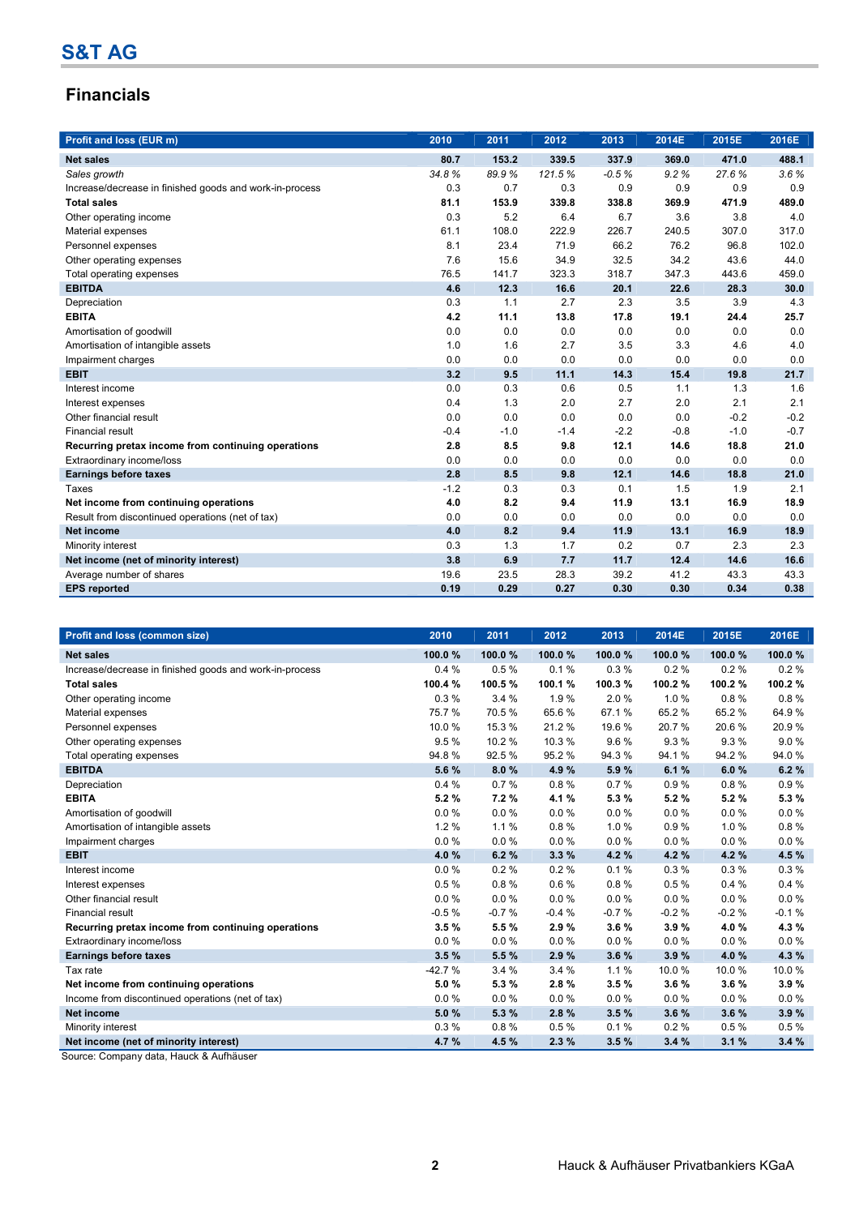## S&T AG

# Financials

| Profit and loss (EUR m) | 2010 | 2011 | 2012 | 2013 | 2014E | 2015E | 2016E |
|---|---|---|---|---|---|---|---|
| **Net sales** | **80.7** | **153.2** | **339.5** | **337.9** | **369.0** | **471.0** | **488.1** |
| *Sales growth* | *34.8 %* | *89.9 %* | *121.5 %* | *-0.5 %* | *9.2 %* | *27.6 %* | *3.6 %* |
| Increase/decrease in finished goods and work-in-process | 0.3 | 0.7 | 0.3 | 0.9 | 0.9 | 0.9 | 0.9 |
| **Total sales** | **81.1** | **153.9** | **339.8** | **338.8** | **369.9** | **471.9** | **489.0** |
| Other operating income | 0.3 | 5.2 | 6.4 | 6.7 | 3.6 | 3.8 | 4.0 |
| Material expenses | 61.1 | 108.0 | 222.9 | 226.7 | 240.5 | 307.0 | 317.0 |
| Personnel expenses | 8.1 | 23.4 | 71.9 | 66.2 | 76.2 | 96.8 | 102.0 |
| Other operating expenses | 7.6 | 15.6 | 34.9 | 32.5 | 34.2 | 43.6 | 44.0 |
| Total operating expenses | 76.5 | 141.7 | 323.3 | 318.7 | 347.3 | 443.6 | 459.0 |
| **EBITDA** | **4.6** | **12.3** | **16.6** | **20.1** | **22.6** | **28.3** | **30.0** |
| Depreciation | 0.3 | 1.1 | 2.7 | 2.3 | 3.5 | 3.9 | 4.3 |
| **EBITA** | **4.2** | **11.1** | **13.8** | **17.8** | **19.1** | **24.4** | **25.7** |
| Amortisation of goodwill | 0.0 | 0.0 | 0.0 | 0.0 | 0.0 | 0.0 | 0.0 |
| Amortisation of intangible assets | 1.0 | 1.6 | 2.7 | 3.5 | 3.3 | 4.6 | 4.0 |
| Impairment charges | 0.0 | 0.0 | 0.0 | 0.0 | 0.0 | 0.0 | 0.0 |
| **EBIT** | **3.2** | **9.5** | **11.1** | **14.3** | **15.4** | **19.8** | **21.7** |
| Interest income | 0.0 | 0.3 | 0.6 | 0.5 | 1.1 | 1.3 | 1.6 |
| Interest expenses | 0.4 | 1.3 | 2.0 | 2.7 | 2.0 | 2.1 | 2.1 |
| Other financial result | 0.0 | 0.0 | 0.0 | 0.0 | 0.0 | -0.2 | -0.2 |
| Financial result | -0.4 | -1.0 | -1.4 | -2.2 | -0.8 | -1.0 | -0.7 |
| **Recurring pretax income from continuing operations** | **2.8** | **8.5** | **9.8** | **12.1** | **14.6** | **18.8** | **21.0** |
| Extraordinary income/loss | 0.0 | 0.0 | 0.0 | 0.0 | 0.0 | 0.0 | 0.0 |
| **Earnings before taxes** | **2.8** | **8.5** | **9.8** | **12.1** | **14.6** | **18.8** | **21.0** |
| Taxes | -1.2 | 0.3 | 0.3 | 0.1 | 1.5 | 1.9 | 2.1 |
| **Net income from continuing operations** | **4.0** | **8.2** | **9.4** | **11.9** | **13.1** | **16.9** | **18.9** |
| Result from discontinued operations (net of tax) | 0.0 | 0.0 | 0.0 | 0.0 | 0.0 | 0.0 | 0.0 |
| **Net income** | **4.0** | **8.2** | **9.4** | **11.9** | **13.1** | **16.9** | **18.9** |
| Minority interest | 0.3 | 1.3 | 1.7 | 0.2 | 0.7 | 2.3 | 2.3 |
| **Net income (net of minority interest)** | **3.8** | **6.9** | **7.7** | **11.7** | **12.4** | **14.6** | **16.6** |
| Average number of shares | 19.6 | 23.5 | 28.3 | 39.2 | 41.2 | 43.3 | 43.3 |
| **EPS reported** | **0.19** | **0.29** | **0.27** | **0.30** | **0.30** | **0.34** | **0.38** |

| Profit and loss (common size) | 2010 | 2011 | 2012 | 2013 | 2014E | 2015E | 2016E |
|---|---|---|---|---|---|---|---|
| **Net sales** | **100.0 %** | **100.0 %** | **100.0 %** | **100.0 %** | **100.0 %** | **100.0 %** | **100.0 %** |
| Increase/decrease in finished goods and work-in-process | 0.4 % | 0.5 % | 0.1 % | 0.3 % | 0.2 % | 0.2 % | 0.2 % |
| **Total sales** | **100.4 %** | **100.5 %** | **100.1 %** | **100.3 %** | **100.2 %** | **100.2 %** | **100.2 %** |
| Other operating income | 0.3 % | 3.4 % | 1.9 % | 2.0 % | 1.0 % | 0.8 % | 0.8 % |
| Material expenses | 75.7 % | 70.5 % | 65.6 % | 67.1 % | 65.2 % | 65.2 % | 64.9 % |
| Personnel expenses | 10.0 % | 15.3 % | 21.2 % | 19.6 % | 20.7 % | 20.6 % | 20.9 % |
| Other operating expenses | 9.5 % | 10.2 % | 10.3 % | 9.6 % | 9.3 % | 9.3 % | 9.0 % |
| Total operating expenses | 94.8 % | 92.5 % | 95.2 % | 94.3 % | 94.1 % | 94.2 % | 94.0 % |
| **EBITDA** | **5.6 %** | **8.0 %** | **4.9 %** | **5.9 %** | **6.1 %** | **6.0 %** | **6.2 %** |
| Depreciation | 0.4 % | 0.7 % | 0.8 % | 0.7 % | 0.9 % | 0.8 % | 0.9 % |
| **EBITA** | **5.2 %** | **7.2 %** | **4.1 %** | **5.3 %** | **5.2 %** | **5.2 %** | **5.3 %** |
| Amortisation of goodwill | 0.0 % | 0.0 % | 0.0 % | 0.0 % | 0.0 % | 0.0 % | 0.0 % |
| Amortisation of intangible assets | 1.2 % | 1.1 % | 0.8 % | 1.0 % | 0.9 % | 1.0 % | 0.8 % |
| Impairment charges | 0.0 % | 0.0 % | 0.0 % | 0.0 % | 0.0 % | 0.0 % | 0.0 % |
| **EBIT** | **4.0 %** | **6.2 %** | **3.3 %** | **4.2 %** | **4.2 %** | **4.2 %** | **4.5 %** |
| Interest income | 0.0 % | 0.2 % | 0.2 % | 0.1 % | 0.3 % | 0.3 % | 0.3 % |
| Interest expenses | 0.5 % | 0.8 % | 0.6 % | 0.8 % | 0.5 % | 0.4 % | 0.4 % |
| Other financial result | 0.0 % | 0.0 % | 0.0 % | 0.0 % | 0.0 % | 0.0 % | 0.0 % |
| Financial result | -0.5 % | -0.7 % | -0.4 % | -0.7 % | -0.2 % | -0.2 % | -0.1 % |
| **Recurring pretax income from continuing operations** | **3.5 %** | **5.5 %** | **2.9 %** | **3.6 %** | **3.9 %** | **4.0 %** | **4.3 %** |
| Extraordinary income/loss | 0.0 % | 0.0 % | 0.0 % | 0.0 % | 0.0 % | 0.0 % | 0.0 % |
| **Earnings before taxes** | **3.5 %** | **5.5 %** | **2.9 %** | **3.6 %** | **3.9 %** | **4.0 %** | **4.3 %** |
| Tax rate | -42.7 % | 3.4 % | 3.4 % | 1.1 % | 10.0 % | 10.0 % | 10.0 % |
| **Net income from continuing operations** | **5.0 %** | **5.3 %** | **2.8 %** | **3.5 %** | **3.6 %** | **3.6 %** | **3.9 %** |
| Income from discontinued operations (net of tax) | 0.0 % | 0.0 % | 0.0 % | 0.0 % | 0.0 % | 0.0 % | 0.0 % |
| **Net income** | **5.0 %** | **5.3 %** | **2.8 %** | **3.5 %** | **3.6 %** | **3.6 %** | **3.9 %** |
| Minority interest | 0.3 % | 0.8 % | 0.5 % | 0.1 % | 0.2 % | 0.5 % | 0.5 % |
| **Net income (net of minority interest)** | **4.7 %** | **4.5 %** | **2.3 %** | **3.5 %** | **3.4 %** | **3.1 %** | **3.4 %** |

Source: Company data, Hauck & Aufhäuser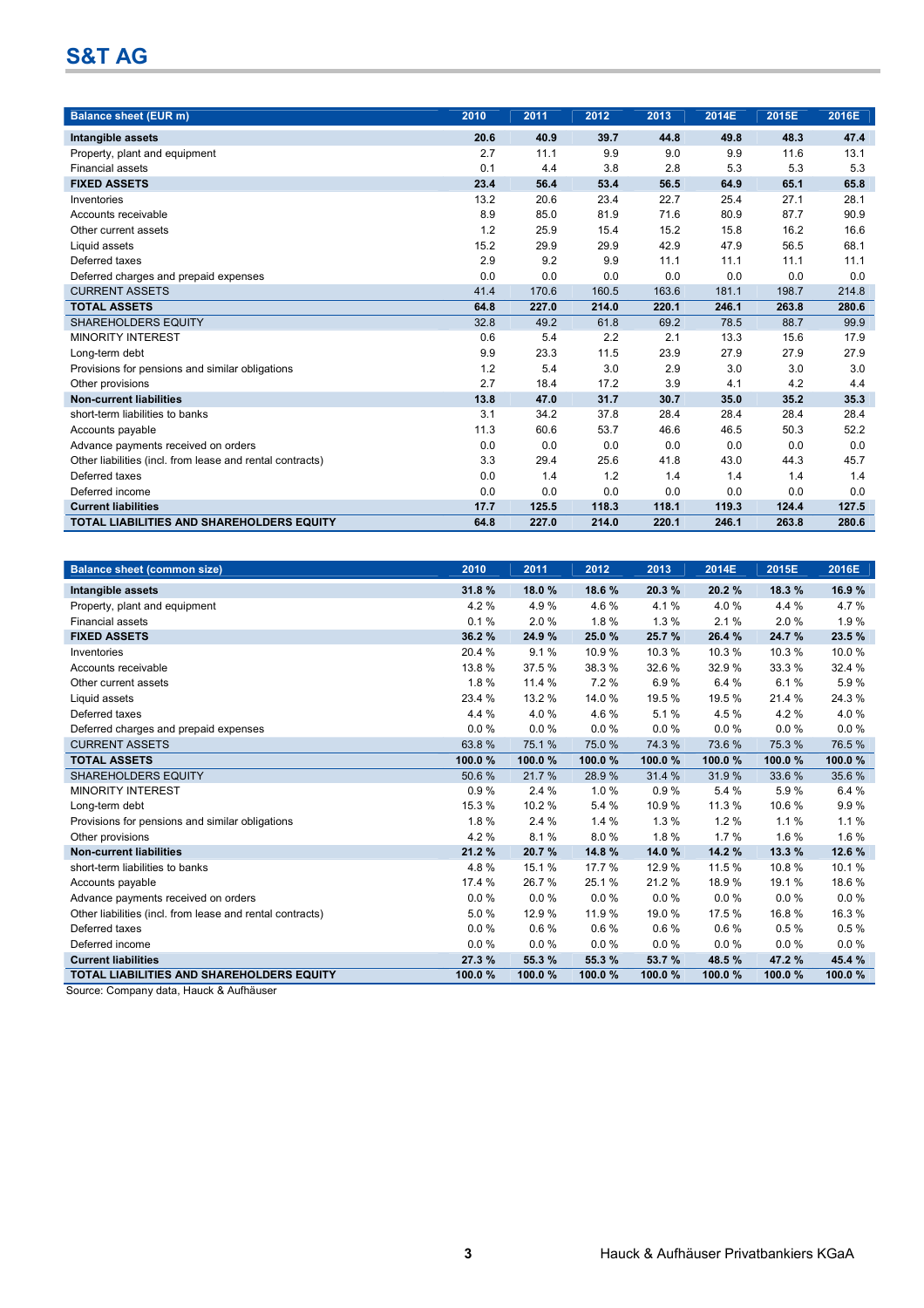# S&T AG

| Balance sheet (EUR m) | 2010 | 2011 | 2012 | 2013 | 2014E | 2015E | 2016E |
|---|---|---|---|---|---|---|---|
| **Intangible assets** | **20.6** | **40.9** | **39.7** | **44.8** | **49.8** | **48.3** | **47.4** |
| Property, plant and equipment | 2.7 | 11.1 | 9.9 | 9.0 | 9.9 | 11.6 | 13.1 |
| Financial assets | 0.1 | 4.4 | 3.8 | 2.8 | 5.3 | 5.3 | 5.3 |
| **FIXED ASSETS** | **23.4** | **56.4** | **53.4** | **56.5** | **64.9** | **65.1** | **65.8** |
| Inventories | 13.2 | 20.6 | 23.4 | 22.7 | 25.4 | 27.1 | 28.1 |
| Accounts receivable | 8.9 | 85.0 | 81.9 | 71.6 | 80.9 | 87.7 | 90.9 |
| Other current assets | 1.2 | 25.9 | 15.4 | 15.2 | 15.8 | 16.2 | 16.6 |
| Liquid assets | 15.2 | 29.9 | 29.9 | 42.9 | 47.9 | 56.5 | 68.1 |
| Deferred taxes | 2.9 | 9.2 | 9.9 | 11.1 | 11.1 | 11.1 | 11.1 |
| Deferred charges and prepaid expenses | 0.0 | 0.0 | 0.0 | 0.0 | 0.0 | 0.0 | 0.0 |
| CURRENT ASSETS | 41.4 | 170.6 | 160.5 | 163.6 | 181.1 | 198.7 | 214.8 |
| **TOTAL ASSETS** | **64.8** | **227.0** | **214.0** | **220.1** | **246.1** | **263.8** | **280.6** |
| SHAREHOLDERS EQUITY | 32.8 | 49.2 | 61.8 | 69.2 | 78.5 | 88.7 | 99.9 |
| MINORITY INTEREST | 0.6 | 5.4 | 2.2 | 2.1 | 13.3 | 15.6 | 17.9 |
| Long-term debt | 9.9 | 23.3 | 11.5 | 23.9 | 27.9 | 27.9 | 27.9 |
| Provisions for pensions and similar obligations | 1.2 | 5.4 | 3.0 | 2.9 | 3.0 | 3.0 | 3.0 |
| Other provisions | 2.7 | 18.4 | 17.2 | 3.9 | 4.1 | 4.2 | 4.4 |
| **Non-current liabilities** | **13.8** | **47.0** | **31.7** | **30.7** | **35.0** | **35.2** | **35.3** |
| short-term liabilities to banks | 3.1 | 34.2 | 37.8 | 28.4 | 28.4 | 28.4 | 28.4 |
| Accounts payable | 11.3 | 60.6 | 53.7 | 46.6 | 46.5 | 50.3 | 52.2 |
| Advance payments received on orders | 0.0 | 0.0 | 0.0 | 0.0 | 0.0 | 0.0 | 0.0 |
| Other liabilities (incl. from lease and rental contracts) | 3.3 | 29.4 | 25.6 | 41.8 | 43.0 | 44.3 | 45.7 |
| Deferred taxes | 0.0 | 1.4 | 1.2 | 1.4 | 1.4 | 1.4 | 1.4 |
| Deferred income | 0.0 | 0.0 | 0.0 | 0.0 | 0.0 | 0.0 | 0.0 |
| **Current liabilities** | **17.7** | **125.5** | **118.3** | **118.1** | **119.3** | **124.4** | **127.5** |
| **TOTAL LIABILITIES AND SHAREHOLDERS EQUITY** | **64.8** | **227.0** | **214.0** | **220.1** | **246.1** | **263.8** | **280.6** |

| Balance sheet (common size) | 2010 | 2011 | 2012 | 2013 | 2014E | 2015E | 2016E |
|---|---|---|---|---|---|---|---|
| **Intangible assets** | **31.8 %** | **18.0 %** | **18.6 %** | **20.3 %** | **20.2 %** | **18.3 %** | **16.9 %** |
| Property, plant and equipment | 4.2 % | 4.9 % | 4.6 % | 4.1 % | 4.0 % | 4.4 % | 4.7 % |
| Financial assets | 0.1 % | 2.0 % | 1.8 % | 1.3 % | 2.1 % | 2.0 % | 1.9 % |
| **FIXED ASSETS** | **36.2 %** | **24.9 %** | **25.0 %** | **25.7 %** | **26.4 %** | **24.7 %** | **23.5 %** |
| Inventories | 20.4 % | 9.1 % | 10.9 % | 10.3 % | 10.3 % | 10.3 % | 10.0 % |
| Accounts receivable | 13.8 % | 37.5 % | 38.3 % | 32.6 % | 32.9 % | 33.3 % | 32.4 % |
| Other current assets | 1.8 % | 11.4 % | 7.2 % | 6.9 % | 6.4 % | 6.1 % | 5.9 % |
| Liquid assets | 23.4 % | 13.2 % | 14.0 % | 19.5 % | 19.5 % | 21.4 % | 24.3 % |
| Deferred taxes | 4.4 % | 4.0 % | 4.6 % | 5.1 % | 4.5 % | 4.2 % | 4.0 % |
| Deferred charges and prepaid expenses | 0.0 % | 0.0 % | 0.0 % | 0.0 % | 0.0 % | 0.0 % | 0.0 % |
| CURRENT ASSETS | 63.8 % | 75.1 % | 75.0 % | 74.3 % | 73.6 % | 75.3 % | 76.5 % |
| **TOTAL ASSETS** | **100.0 %** | **100.0 %** | **100.0 %** | **100.0 %** | **100.0 %** | **100.0 %** | **100.0 %** |
| SHAREHOLDERS EQUITY | 50.6 % | 21.7 % | 28.9 % | 31.4 % | 31.9 % | 33.6 % | 35.6 % |
| MINORITY INTEREST | 0.9 % | 2.4 % | 1.0 % | 0.9 % | 5.4 % | 5.9 % | 6.4 % |
| Long-term debt | 15.3 % | 10.2 % | 5.4 % | 10.9 % | 11.3 % | 10.6 % | 9.9 % |
| Provisions for pensions and similar obligations | 1.8 % | 2.4 % | 1.4 % | 1.3 % | 1.2 % | 1.1 % | 1.1 % |
| Other provisions | 4.2 % | 8.1 % | 8.0 % | 1.8 % | 1.7 % | 1.6 % | 1.6 % |
| **Non-current liabilities** | **21.2 %** | **20.7 %** | **14.8 %** | **14.0 %** | **14.2 %** | **13.3 %** | **12.6 %** |
| short-term liabilities to banks | 4.8 % | 15.1 % | 17.7 % | 12.9 % | 11.5 % | 10.8 % | 10.1 % |
| Accounts payable | 17.4 % | 26.7 % | 25.1 % | 21.2 % | 18.9 % | 19.1 % | 18.6 % |
| Advance payments received on orders | 0.0 % | 0.0 % | 0.0 % | 0.0 % | 0.0 % | 0.0 % | 0.0 % |
| Other liabilities (incl. from lease and rental contracts) | 5.0 % | 12.9 % | 11.9 % | 19.0 % | 17.5 % | 16.8 % | 16.3 % |
| Deferred taxes | 0.0 % | 0.6 % | 0.6 % | 0.6 % | 0.6 % | 0.5 % | 0.5 % |
| Deferred income | 0.0 % | 0.0 % | 0.0 % | 0.0 % | 0.0 % | 0.0 % | 0.0 % |
| **Current liabilities** | **27.3 %** | **55.3 %** | **55.3 %** | **53.7 %** | **48.5 %** | **47.2 %** | **45.4 %** |
| **TOTAL LIABILITIES AND SHAREHOLDERS EQUITY** | **100.0 %** | **100.0 %** | **100.0 %** | **100.0 %** | **100.0 %** | **100.0 %** | **100.0 %** |

Source: Company data, Hauck & Aufhäuser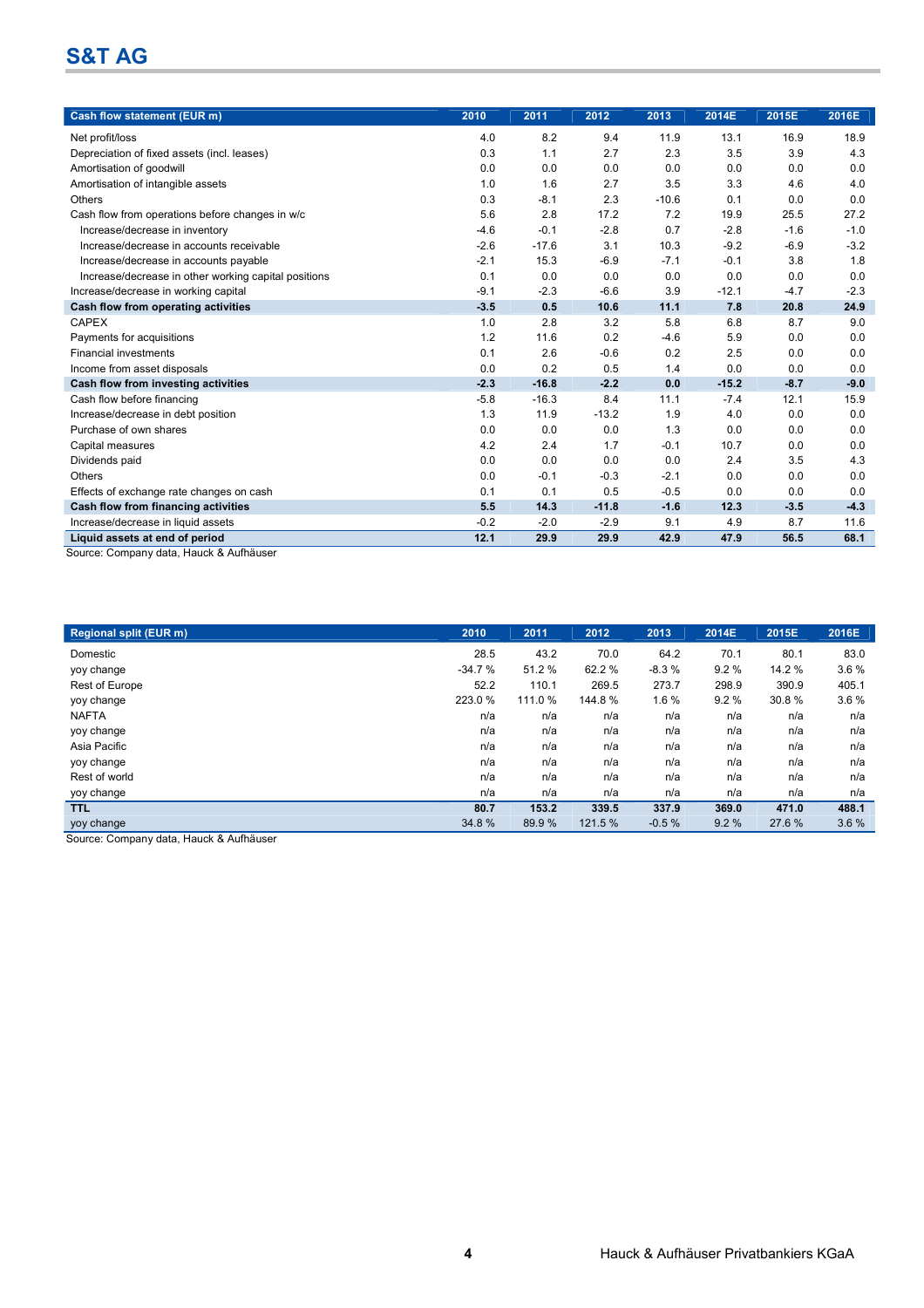# S&T AG

| Cash flow statement (EUR m) | 2010 | 2011 | 2012 | 2013 | 2014E | 2015E | 2016E |
|---|---|---|---|---|---|---|---|
| Net profit/loss | 4.0 | 8.2 | 9.4 | 11.9 | 13.1 | 16.9 | 18.9 |
| Depreciation of fixed assets (incl. leases) | 0.3 | 1.1 | 2.7 | 2.3 | 3.5 | 3.9 | 4.3 |
| Amortisation of goodwill | 0.0 | 0.0 | 0.0 | 0.0 | 0.0 | 0.0 | 0.0 |
| Amortisation of intangible assets | 1.0 | 1.6 | 2.7 | 3.5 | 3.3 | 4.6 | 4.0 |
| Others | 0.3 | -8.1 | 2.3 | -10.6 | 0.1 | 0.0 | 0.0 |
| Cash flow from operations before changes in w/c | 5.6 | 2.8 | 17.2 | 7.2 | 19.9 | 25.5 | 27.2 |
| Increase/decrease in inventory | -4.6 | -0.1 | -2.8 | 0.7 | -2.8 | -1.6 | -1.0 |
| Increase/decrease in accounts receivable | -2.6 | -17.6 | 3.1 | 10.3 | -9.2 | -6.9 | -3.2 |
| Increase/decrease in accounts payable | -2.1 | 15.3 | -6.9 | -7.1 | -0.1 | 3.8 | 1.8 |
| Increase/decrease in other working capital positions | 0.1 | 0.0 | 0.0 | 0.0 | 0.0 | 0.0 | 0.0 |
| Increase/decrease in working capital | -9.1 | -2.3 | -6.6 | 3.9 | -12.1 | -4.7 | -2.3 |
| **Cash flow from operating activities** | **-3.5** | **0.5** | **10.6** | **11.1** | **7.8** | **20.8** | **24.9** |
| CAPEX | 1.0 | 2.8 | 3.2 | 5.8 | 6.8 | 8.7 | 9.0 |
| Payments for acquisitions | 1.2 | 11.6 | 0.2 | -4.6 | 5.9 | 0.0 | 0.0 |
| Financial investments | 0.1 | 2.6 | -0.6 | 0.2 | 2.5 | 0.0 | 0.0 |
| Income from asset disposals | 0.0 | 0.2 | 0.5 | 1.4 | 0.0 | 0.0 | 0.0 |
| **Cash flow from investing activities** | **-2.3** | **-16.8** | **-2.2** | **0.0** | **-15.2** | **-8.7** | **-9.0** |
| Cash flow before financing | -5.8 | -16.3 | 8.4 | 11.1 | -7.4 | 12.1 | 15.9 |
| Increase/decrease in debt position | 1.3 | 11.9 | -13.2 | 1.9 | 4.0 | 0.0 | 0.0 |
| Purchase of own shares | 0.0 | 0.0 | 0.0 | 1.3 | 0.0 | 0.0 | 0.0 |
| Capital measures | 4.2 | 2.4 | 1.7 | -0.1 | 10.7 | 0.0 | 0.0 |
| Dividends paid | 0.0 | 0.0 | 0.0 | 0.0 | 2.4 | 3.5 | 4.3 |
| Others | 0.0 | -0.1 | -0.3 | -2.1 | 0.0 | 0.0 | 0.0 |
| Effects of exchange rate changes on cash | 0.1 | 0.1 | 0.5 | -0.5 | 0.0 | 0.0 | 0.0 |
| **Cash flow from financing activities** | **5.5** | **14.3** | **-11.8** | **-1.6** | **12.3** | **-3.5** | **-4.3** |
| Increase/decrease in liquid assets | -0.2 | -2.0 | -2.9 | 9.1 | 4.9 | 8.7 | 11.6 |
| **Liquid assets at end of period** | **12.1** | **29.9** | **29.9** | **42.9** | **47.9** | **56.5** | **68.1** |

Source: Company data, Hauck & Aufhäuser

| Regional split (EUR m) | 2010 | 2011 | 2012 | 2013 | 2014E | 2015E | 2016E |
|---|---|---|---|---|---|---|---|
| Domestic | 28.5 | 43.2 | 70.0 | 64.2 | 70.1 | 80.1 | 83.0 |
| yoy change | -34.7 % | 51.2 % | 62.2 % | -8.3 % | 9.2 % | 14.2 % | 3.6 % |
| Rest of Europe | 52.2 | 110.1 | 269.5 | 273.7 | 298.9 | 390.9 | 405.1 |
| yoy change | 223.0 % | 111.0 % | 144.8 % | 1.6 % | 9.2 % | 30.8 % | 3.6 % |
| NAFTA | n/a | n/a | n/a | n/a | n/a | n/a | n/a |
| yoy change | n/a | n/a | n/a | n/a | n/a | n/a | n/a |
| Asia Pacific | n/a | n/a | n/a | n/a | n/a | n/a | n/a |
| yoy change | n/a | n/a | n/a | n/a | n/a | n/a | n/a |
| Rest of world | n/a | n/a | n/a | n/a | n/a | n/a | n/a |
| yoy change | n/a | n/a | n/a | n/a | n/a | n/a | n/a |
| **TTL** | **80.7** | **153.2** | **339.5** | **337.9** | **369.0** | **471.0** | **488.1** |
| yoy change | 34.8 % | 89.9 % | 121.5 % | -0.5 % | 9.2 % | 27.6 % | 3.6 % |

Source: Company data, Hauck & Aufhäuser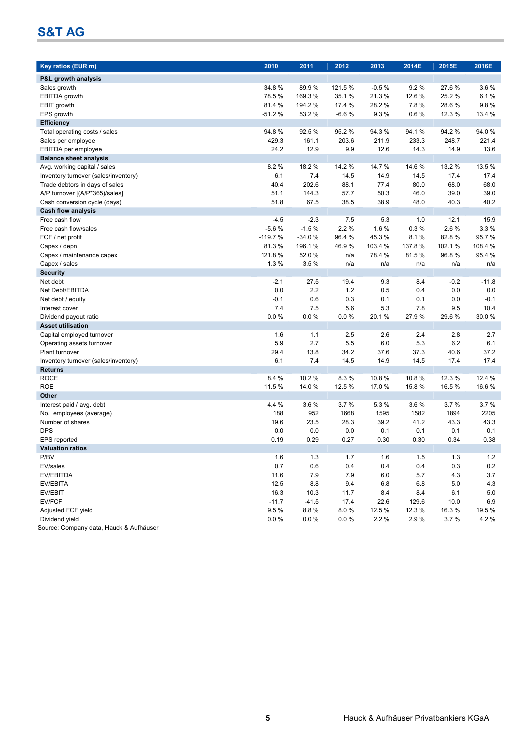# S&T AG

| Key ratios (EUR m) | 2010 | 2011 | 2012 | 2013 | 2014E | 2015E | 2016E |
|---|---|---|---|---|---|---|---|
| **P&L growth analysis** | | | | | | | |
| Sales growth | 34.8 % | 89.9 % | 121.5 % | -0.5 % | 9.2 % | 27.6 % | 3.6 % |
| EBITDA growth | 78.5 % | 169.3 % | 35.1 % | 21.3 % | 12.6 % | 25.2 % | 6.1 % |
| EBIT growth | 81.4 % | 194.2 % | 17.4 % | 28.2 % | 7.8 % | 28.6 % | 9.8 % |
| EPS growth | -51.2 % | 53.2 % | -6.6 % | 9.3 % | 0.6 % | 12.3 % | 13.4 % |
| **Efficiency** | | | | | | | |
| Total operating costs / sales | 94.8 % | 92.5 % | 95.2 % | 94.3 % | 94.1 % | 94.2 % | 94.0 % |
| Sales per employee | 429.3 | 161.1 | 203.6 | 211.9 | 233.3 | 248.7 | 221.4 |
| EBITDA per employee | 24.2 | 12.9 | 9.9 | 12.6 | 14.3 | 14.9 | 13.6 |
| **Balance sheet analysis** | | | | | | | |
| Avg. working capital / sales | 8.2 % | 18.2 % | 14.2 % | 14.7 % | 14.6 % | 13.2 % | 13.5 % |
| Inventory turnover (sales/inventory) | 6.1 | 7.4 | 14.5 | 14.9 | 14.5 | 17.4 | 17.4 |
| Trade debtors in days of sales | 40.4 | 202.6 | 88.1 | 77.4 | 80.0 | 68.0 | 68.0 |
| A/P turnover [(A/P*365)/sales] | 51.1 | 144.3 | 57.7 | 50.3 | 46.0 | 39.0 | 39.0 |
| Cash conversion cycle (days) | 51.8 | 67.5 | 38.5 | 38.9 | 48.0 | 40.3 | 40.2 |
| **Cash flow analysis** | | | | | | | |
| Free cash flow | -4.5 | -2.3 | 7.5 | 5.3 | 1.0 | 12.1 | 15.9 |
| Free cash flow/sales | -5.6 % | -1.5 % | 2.2 % | 1.6 % | 0.3 % | 2.6 % | 3.3 % |
| FCF / net profit | -119.7 % | -34.0 % | 96.4 % | 45.3 % | 8.1 % | 82.8 % | 95.7 % |
| Capex / depn | 81.3 % | 196.1 % | 46.9 % | 103.4 % | 137.8 % | 102.1 % | 108.4 % |
| Capex / maintenance capex | 121.8 % | 52.0 % | n/a | 78.4 % | 81.5 % | 96.8 % | 95.4 % |
| Capex / sales | 1.3 % | 3.5 % | n/a | n/a | n/a | n/a | n/a |
| **Security** | | | | | | | |
| Net debt | -2.1 | 27.5 | 19.4 | 9.3 | 8.4 | -0.2 | -11.8 |
| Net Debt/EBITDA | 0.0 | 2.2 | 1.2 | 0.5 | 0.4 | 0.0 | 0.0 |
| Net debt / equity | -0.1 | 0.6 | 0.3 | 0.1 | 0.1 | 0.0 | -0.1 |
| Interest cover | 7.4 | 7.5 | 5.6 | 5.3 | 7.8 | 9.5 | 10.4 |
| Dividend payout ratio | 0.0 % | 0.0 % | 0.0 % | 20.1 % | 27.9 % | 29.6 % | 30.0 % |
| **Asset utilisation** | | | | | | | |
| Capital employed turnover | 1.6 | 1.1 | 2.5 | 2.6 | 2.4 | 2.8 | 2.7 |
| Operating assets turnover | 5.9 | 2.7 | 5.5 | 6.0 | 5.3 | 6.2 | 6.1 |
| Plant turnover | 29.4 | 13.8 | 34.2 | 37.6 | 37.3 | 40.6 | 37.2 |
| Inventory turnover (sales/inventory) | 6.1 | 7.4 | 14.5 | 14.9 | 14.5 | 17.4 | 17.4 |
| **Returns** | | | | | | | |
| ROCE | 8.4 % | 10.2 % | 8.3 % | 10.8 % | 10.8 % | 12.3 % | 12.4 % |
| ROE | 11.5 % | 14.0 % | 12.5 % | 17.0 % | 15.8 % | 16.5 % | 16.6 % |
| **Other** | | | | | | | |
| Interest paid / avg. debt | 4.4 % | 3.6 % | 3.7 % | 5.3 % | 3.6 % | 3.7 % | 3.7 % |
| No. employees (average) | 188 | 952 | 1668 | 1595 | 1582 | 1894 | 2205 |
| Number of shares | 19.6 | 23.5 | 28.3 | 39.2 | 41.2 | 43.3 | 43.3 |
| DPS | 0.0 | 0.0 | 0.0 | 0.1 | 0.1 | 0.1 | 0.1 |
| EPS reported | 0.19 | 0.29 | 0.27 | 0.30 | 0.30 | 0.34 | 0.38 |
| **Valuation ratios** | | | | | | | |
| P/BV | 1.6 | 1.3 | 1.7 | 1.6 | 1.5 | 1.3 | 1.2 |
| EV/sales | 0.7 | 0.6 | 0.4 | 0.4 | 0.4 | 0.3 | 0.2 |
| EV/EBITDA | 11.6 | 7.9 | 7.9 | 6.0 | 5.7 | 4.3 | 3.7 |
| EV/EBITA | 12.5 | 8.8 | 9.4 | 6.8 | 6.8 | 5.0 | 4.3 |
| EV/EBIT | 16.3 | 10.3 | 11.7 | 8.4 | 8.4 | 6.1 | 5.0 |
| EV/FCF | -11.7 | -41.5 | 17.4 | 22.6 | 129.6 | 10.0 | 6.9 |
| Adjusted FCF yield | 9.5 % | 8.8 % | 8.0 % | 12.5 % | 12.3 % | 16.3 % | 19.5 % |
| Dividend yield | 0.0 % | 0.0 % | 0.0 % | 2.2 % | 2.9 % | 3.7 % | 4.2 % |

Source: Company data, Hauck & Aufhäuser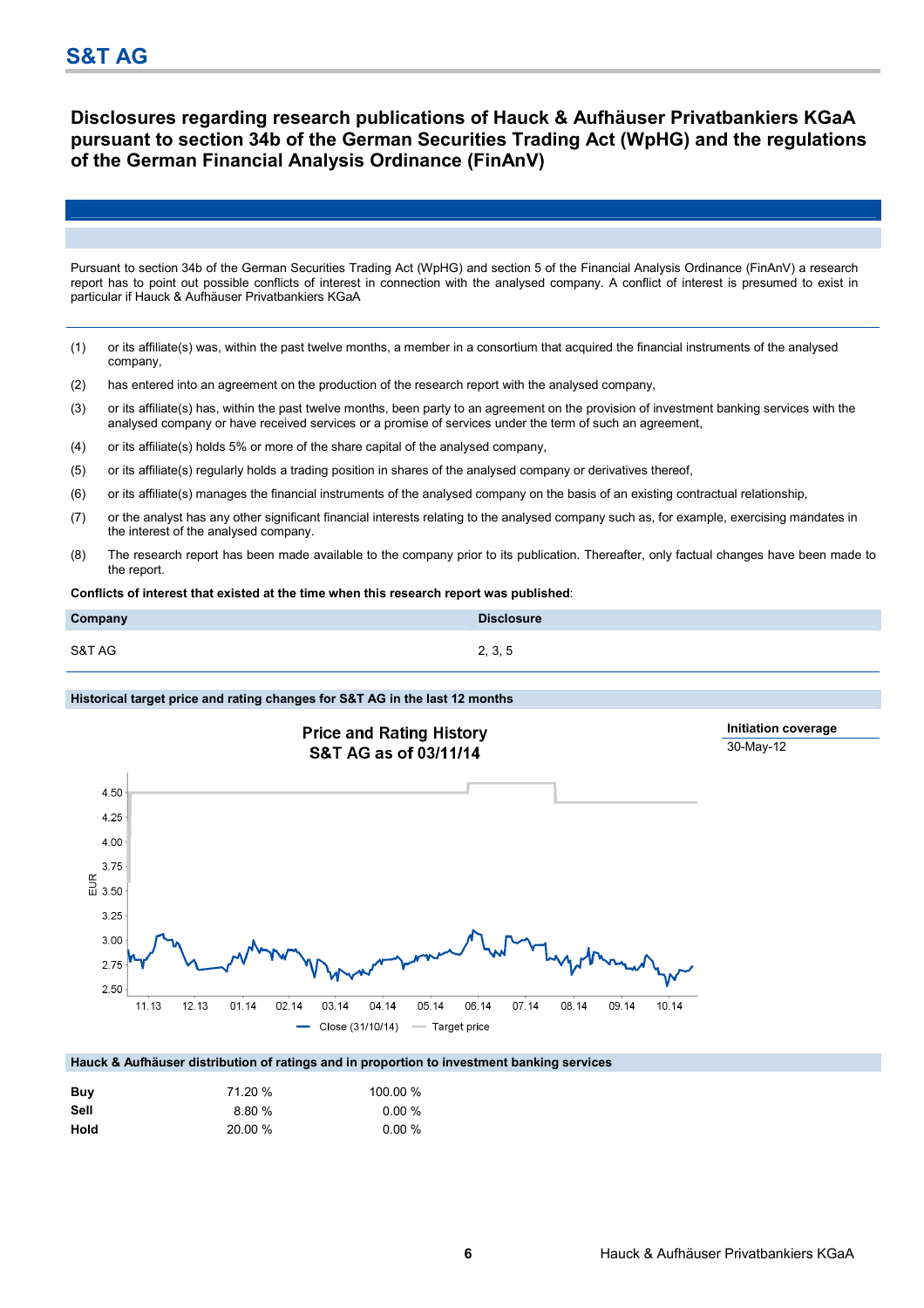# S&T AG

## Disclosures regarding research publications of Hauck & Aufhäuser Privatbankiers KGaA pursuant to section 34b of the German Securities Trading Act (WpHG) and the regulations of the German Financial Analysis Ordinance (FinAnV)

Pursuant to section 34b of the German Securities Trading Act (WpHG) and section 5 of the Financial Analysis Ordinance (FinAnV) a research report has to point out possible conflicts of interest in connection with the analysed company. A conflict of interest is presumed to exist in particular if Hauck & Aufhäuser Privatbankiers KGaA

(1) or its affiliate(s) was, within the past twelve months, a member in a consortium that acquired the financial instruments of the analysed company,

(2) has entered into an agreement on the production of the research report with the analysed company,

(3) or its affiliate(s) has, within the past twelve months, been party to an agreement on the provision of investment banking services with the analysed company or have received services or a promise of services under the term of such an agreement,

(4) or its affiliate(s) holds 5% or more of the share capital of the analysed company,

(5) or its affiliate(s) regularly holds a trading position in shares of the analysed company or derivatives thereof,

(6) or its affiliate(s) manages the financial instruments of the analysed company on the basis of an existing contractual relationship,

(7) or the analyst has any other significant financial interests relating to the analysed company such as, for example, exercising mandates in the interest of the analysed company.

(8) The research report has been made available to the company prior to its publication. Thereafter, only factual changes have been made to the report.

**Conflicts of interest that existed at the time when this research report was published**:

| Company | Disclosure |
|---|---|
| S&T AG | 2, 3, 5 |

**Historical target price and rating changes for S&T AG in the last 12 months**

Price and Rating History
S&T AG as of 03/11/14

| Initiation coverage |
|---|
| 30-May-12 |

Close (31/10/14) — Target price

**Hauck & Aufhäuser distribution of ratings and in proportion to investment banking services**

| | | |
|---|---|---|
| **Buy** | 71.20 % | 100.00 % |
| **Sell** | 8.80 % | 0.00 % |
| **Hold** | 20.00 % | 0.00 % |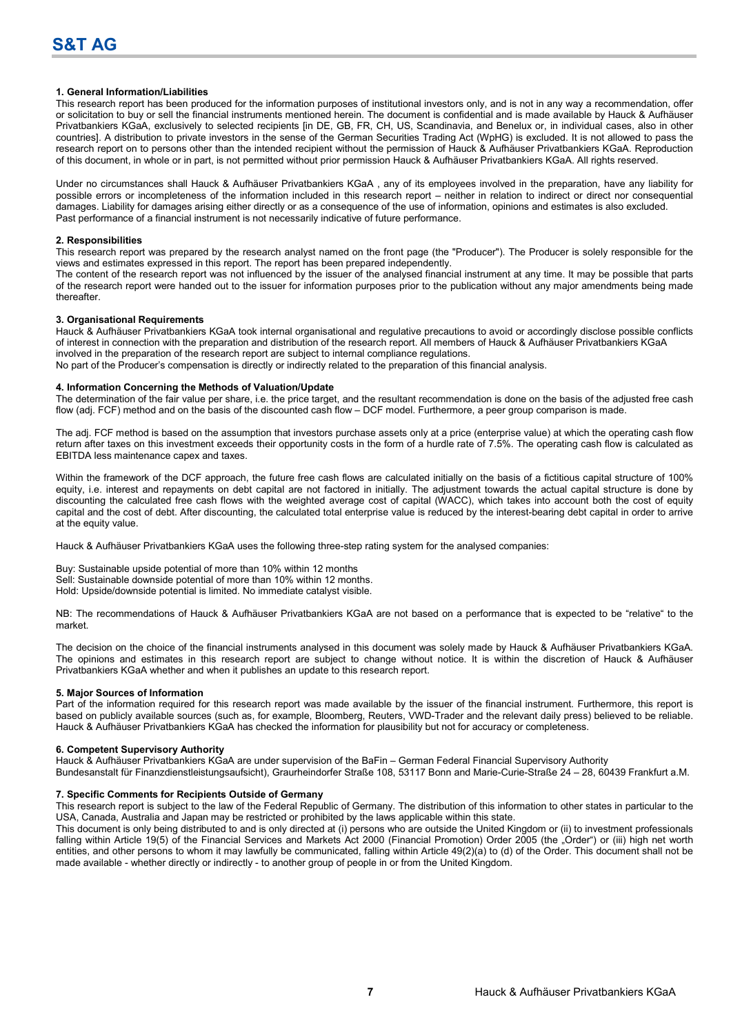**1. General Information/Liabilities**

This research report has been produced for the information purposes of institutional investors only, and is not in any way a recommendation, offer or solicitation to buy or sell the financial instruments mentioned herein. The document is confidential and is made available by Hauck & Aufhäuser Privatbankiers KGaA, exclusively to selected recipients [in DE, GB, FR, CH, US, Scandinavia, and Benelux or, in individual cases, also in other countries]. A distribution to private investors in the sense of the German Securities Trading Act (WpHG) is excluded. It is not allowed to pass the research report on to persons other than the intended recipient without the permission of Hauck & Aufhäuser Privatbankiers KGaA. Reproduction of this document, in whole or in part, is not permitted without prior permission Hauck & Aufhäuser Privatbankiers KGaA. All rights reserved.

Under no circumstances shall Hauck & Aufhäuser Privatbankiers KGaA , any of its employees involved in the preparation, have any liability for possible errors or incompleteness of the information included in this research report – neither in relation to indirect or direct nor consequential damages. Liability for damages arising either directly or as a consequence of the use of information, opinions and estimates is also excluded.
Past performance of a financial instrument is not necessarily indicative of future performance.

**2. Responsibilities**

This research report was prepared by the research analyst named on the front page (the "Producer"). The Producer is solely responsible for the views and estimates expressed in this report. The report has been prepared independently.
The content of the research report was not influenced by the issuer of the analysed financial instrument at any time. It may be possible that parts of the research report were handed out to the issuer for information purposes prior to the publication without any major amendments being made thereafter.

**3. Organisational Requirements**

Hauck & Aufhäuser Privatbankiers KGaA took internal organisational and regulative precautions to avoid or accordingly disclose possible conflicts of interest in connection with the preparation and distribution of the research report. All members of Hauck & Aufhäuser Privatbankiers KGaA involved in the preparation of the research report are subject to internal compliance regulations.
No part of the Producer's compensation is directly or indirectly related to the preparation of this financial analysis.

**4. Information Concerning the Methods of Valuation/Update**

The determination of the fair value per share, i.e. the price target, and the resultant recommendation is done on the basis of the adjusted free cash flow (adj. FCF) method and on the basis of the discounted cash flow – DCF model. Furthermore, a peer group comparison is made.

The adj. FCF method is based on the assumption that investors purchase assets only at a price (enterprise value) at which the operating cash flow return after taxes on this investment exceeds their opportunity costs in the form of a hurdle rate of 7.5%. The operating cash flow is calculated as EBITDA less maintenance capex and taxes.

Within the framework of the DCF approach, the future free cash flows are calculated initially on the basis of a fictitious capital structure of 100% equity, i.e. interest and repayments on debt capital are not factored in initially. The adjustment towards the actual capital structure is done by discounting the calculated free cash flows with the weighted average cost of capital (WACC), which takes into account both the cost of equity capital and the cost of debt. After discounting, the calculated total enterprise value is reduced by the interest-bearing debt capital in order to arrive at the equity value.

Hauck & Aufhäuser Privatbankiers KGaA uses the following three-step rating system for the analysed companies:

Buy: Sustainable upside potential of more than 10% within 12 months
Sell: Sustainable downside potential of more than 10% within 12 months.
Hold: Upside/downside potential is limited. No immediate catalyst visible.

NB: The recommendations of Hauck & Aufhäuser Privatbankiers KGaA are not based on a performance that is expected to be "relative" to the market.

The decision on the choice of the financial instruments analysed in this document was solely made by Hauck & Aufhäuser Privatbankiers KGaA. The opinions and estimates in this research report are subject to change without notice. It is within the discretion of Hauck & Aufhäuser Privatbankiers KGaA whether and when it publishes an update to this research report.

**5. Major Sources of Information**

Part of the information required for this research report was made available by the issuer of the financial instrument. Furthermore, this report is based on publicly available sources (such as, for example, Bloomberg, Reuters, VWD-Trader and the relevant daily press) believed to be reliable. Hauck & Aufhäuser Privatbankiers KGaA has checked the information for plausibility but not for accuracy or completeness.

**6. Competent Supervisory Authority**

Hauck & Aufhäuser Privatbankiers KGaA are under supervision of the BaFin – German Federal Financial Supervisory Authority
Bundesanstalt für Finanzdienstleistungsaufsicht), Graurheindorfer Straße 108, 53117 Bonn and Marie-Curie-Straße 24 – 28, 60439 Frankfurt a.M.

**7. Specific Comments for Recipients Outside of Germany**

This research report is subject to the law of the Federal Republic of Germany. The distribution of this information to other states in particular to the USA, Canada, Australia and Japan may be restricted or prohibited by the laws applicable within this state.
This document is only being distributed to and is only directed at (i) persons who are outside the United Kingdom or (ii) to investment professionals falling within Article 19(5) of the Financial Services and Markets Act 2000 (Financial Promotion) Order 2005 (the „Order") or (iii) high net worth entities, and other persons to whom it may lawfully be communicated, falling within Article 49(2)(a) to (d) of the Order. This document shall not be made available - whether directly or indirectly - to another group of people in or from the United Kingdom.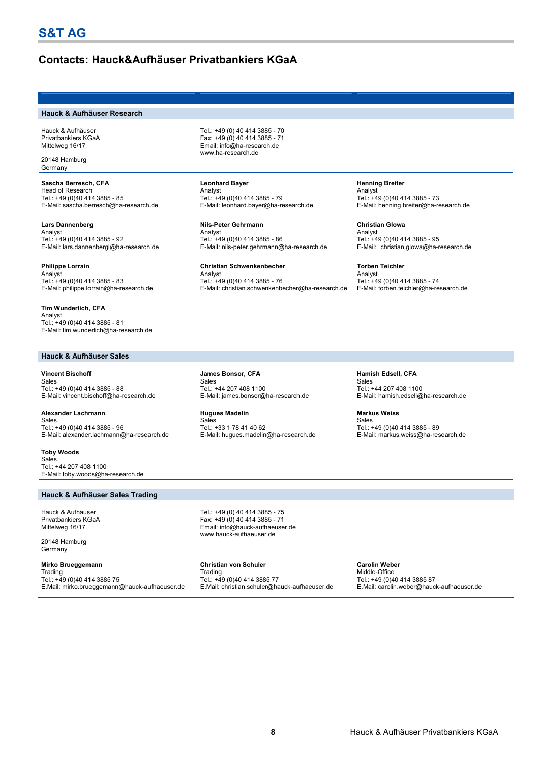## Contacts: Hauck&Aufhäuser Privatbankiers KGaA

### Hauck & Aufhäuser Research

Hauck & Aufhäuser
Privatbankiers KGaA
Mittelweg 16/17

20148 Hamburg
Germany

Tel.: +49 (0) 40 414 3885 - 70
Fax: +49 (0) 40 414 3885 - 71
Email: info@ha-research.de
www.ha-research.de

**Sascha Berresch, CFA**
Head of Research
Tel.: +49 (0)40 414 3885 - 85
E-Mail: sascha.berresch@ha-research.de

**Leonhard Bayer**
Analyst
Tel.: +49 (0)40 414 3885 - 79
E-Mail: leonhard.bayer@ha-research.de

**Henning Breiter**
Analyst
Tel.: +49 (0)40 414 3885 - 73
E-Mail: henning.breiter@ha-research.de

**Lars Dannenberg**
Analyst
Tel.: +49 (0)40 414 3885 - 92
E-Mail: lars.dannenbergl@ha-research.de

**Nils-Peter Gehrmann**
Analyst
Tel.: +49 (0)40 414 3885 - 86
E-Mail: nils-peter.gehrmann@ha-research.de

**Christian Glowa**
Analyst
Tel.: +49 (0)40 414 3885 - 95
E-Mail: christian.glowa@ha-research.de

**Philippe Lorrain**
Analyst
Tel.: +49 (0)40 414 3885 - 83
E-Mail: philippe.lorrain@ha-research.de

**Christian Schwenkenbecher**
Analyst
Tel.: +49 (0)40 414 3885 - 76
E-Mail: christian.schwenkenbecher@ha-research.de

**Torben Teichler**
Analyst
Tel.: +49 (0)40 414 3885 - 74
E-Mail: torben.teichler@ha-research.de

**Tim Wunderlich, CFA**
Analyst
Tel.: +49 (0)40 414 3885 - 81
E-Mail: tim.wunderlich@ha-research.de

### Hauck & Aufhäuser Sales

**Vincent Bischoff**
Sales
Tel.: +49 (0)40 414 3885 - 88
E-Mail: vincent.bischoff@ha-research.de

**James Bonsor, CFA**
Sales
Tel.: +44 207 408 1100
E-Mail: james.bonsor@ha-research.de

**Hamish Edsell, CFA**
Sales
Tel.: +44 207 408 1100
E-Mail: hamish.edsell@ha-research.de

**Alexander Lachmann**
Sales
Tel.: +49 (0)40 414 3885 - 96
E-Mail: alexander.lachmann@ha-research.de

**Hugues Madelin**
Sales
Tel.: +33 1 78 41 40 62
E-Mail: hugues.madelin@ha-research.de

**Markus Weiss**
Sales
Tel.: +49 (0)40 414 3885 - 89
E-Mail: markus.weiss@ha-research.de

**Toby Woods**
Sales
Tel.: +44 207 408 1100
E-Mail: toby.woods@ha-research.de

### Hauck & Aufhäuser Sales Trading

Hauck & Aufhäuser
Privatbankiers KGaA
Mittelweg 16/17

20148 Hamburg
Germany

Tel.: +49 (0) 40 414 3885 - 75
Fax: +49 (0) 40 414 3885 - 71
Email: info@hauck-aufhaeuser.de
www.hauck-aufhaeuser.de

**Mirko Brueggemann**
Trading
Tel.: +49 (0)40 414 3885 75
E.Mail: mirko.brueggemann@hauck-aufhaeuser.de

**Christian von Schuler**
Trading
Tel.: +49 (0)40 414 3885 77
E.Mail: christian.schuler@hauck-aufhaeuser.de

**Carolin Weber**
Middle-Office
Tel.: +49 (0)40 414 3885 87
E.Mail: carolin.weber@hauck-aufhaeuser.de